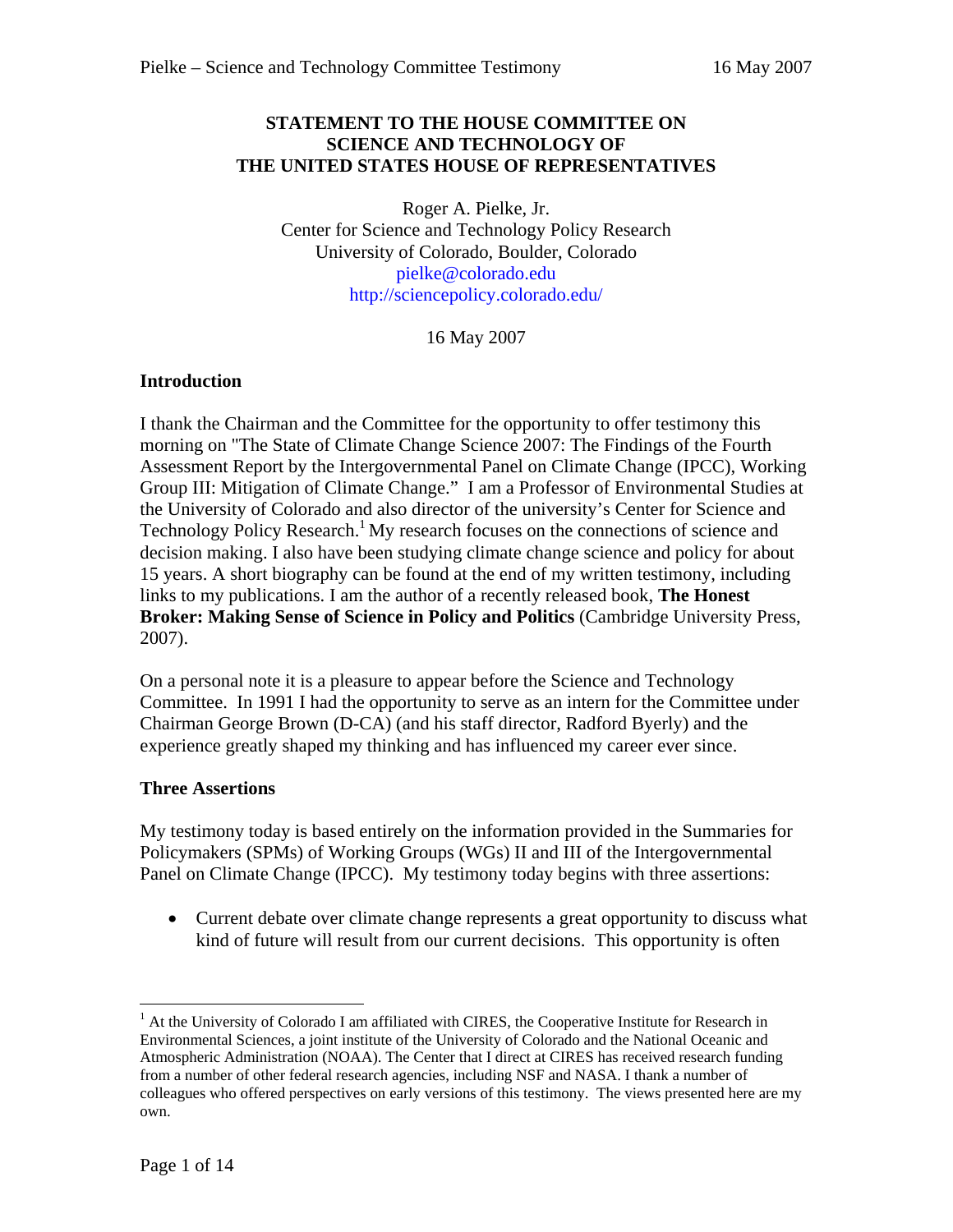**STATEMENT TO THE HOUSE COMMITTEE ON SCIENCE AND TECHNOLOGY OF THE UNITED STATES HOUSE OF REPRESENTATIVES**

Roger A. Pielke, Jr.
Center for Science and Technology Policy Research
University of Colorado, Boulder, Colorado
pielke@colorado.edu
http://sciencepolicy.colorado.edu/

16 May 2007

## Introduction

I thank the Chairman and the Committee for the opportunity to offer testimony this morning on "The State of Climate Change Science 2007: The Findings of the Fourth Assessment Report by the Intergovernmental Panel on Climate Change (IPCC), Working Group III: Mitigation of Climate Change." I am a Professor of Environmental Studies at the University of Colorado and also director of the university's Center for Science and Technology Policy Research.[1] My research focuses on the connections of science and decision making. I also have been studying climate change science and policy for about 15 years. A short biography can be found at the end of my written testimony, including links to my publications. I am the author of a recently released book, **The Honest Broker: Making Sense of Science in Policy and Politics** (Cambridge University Press, 2007).

On a personal note it is a pleasure to appear before the Science and Technology Committee. In 1991 I had the opportunity to serve as an intern for the Committee under Chairman George Brown (D-CA) (and his staff director, Radford Byerly) and the experience greatly shaped my thinking and has influenced my career ever since.

## Three Assertions

My testimony today is based entirely on the information provided in the Summaries for Policymakers (SPMs) of Working Groups (WGs) II and III of the Intergovernmental Panel on Climate Change (IPCC). My testimony today begins with three assertions:

- Current debate over climate change represents a great opportunity to discuss what kind of future will result from our current decisions. This opportunity is often

[1] At the University of Colorado I am affiliated with CIRES, the Cooperative Institute for Research in Environmental Sciences, a joint institute of the University of Colorado and the National Oceanic and Atmospheric Administration (NOAA). The Center that I direct at CIRES has received research funding from a number of other federal research agencies, including NSF and NASA. I thank a number of colleagues who offered perspectives on early versions of this testimony. The views presented here are my own.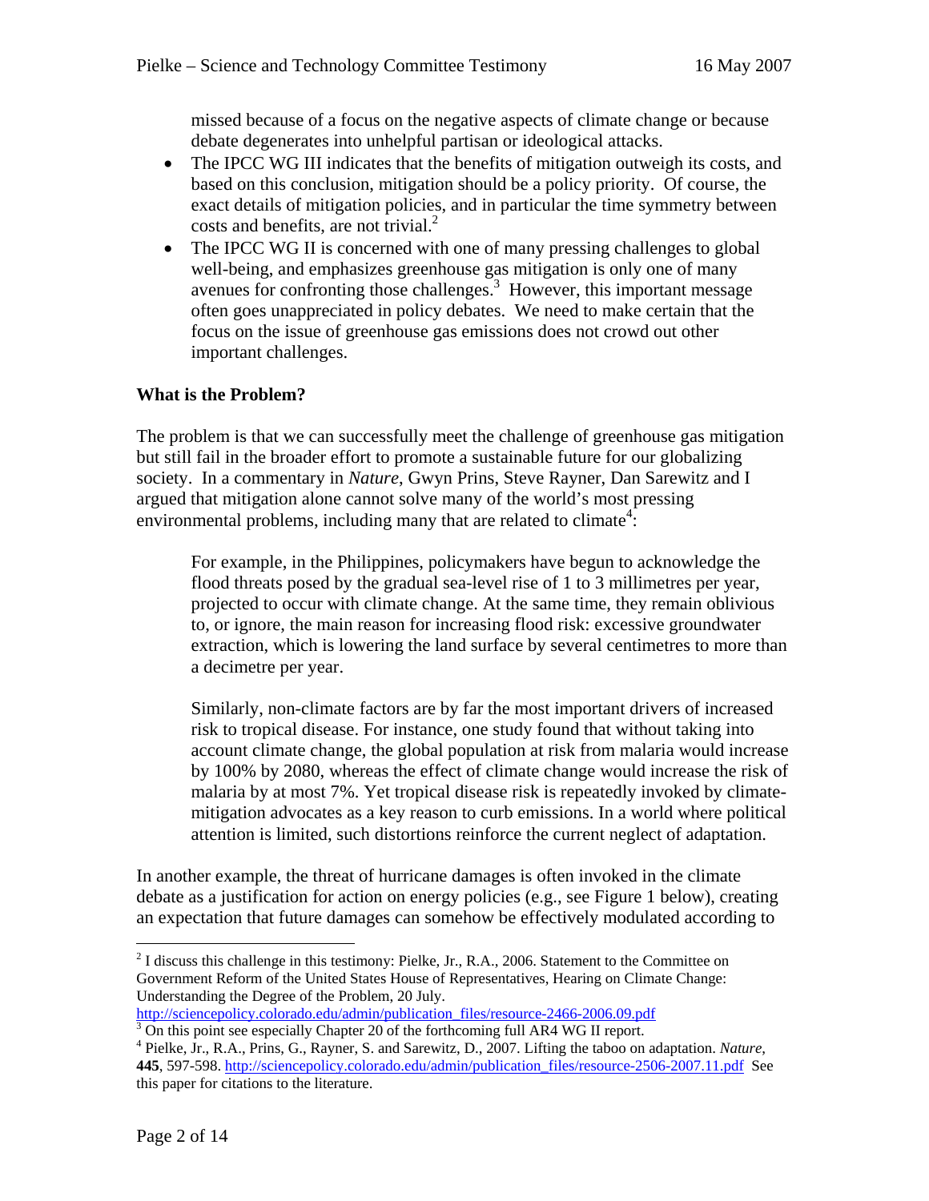missed because of a focus on the negative aspects of climate change or because debate degenerates into unhelpful partisan or ideological attacks.

- The IPCC WG III indicates that the benefits of mitigation outweigh its costs, and based on this conclusion, mitigation should be a policy priority. Of course, the exact details of mitigation policies, and in particular the time symmetry between costs and benefits, are not trivial.[2]
- The IPCC WG II is concerned with one of many pressing challenges to global well-being, and emphasizes greenhouse gas mitigation is only one of many avenues for confronting those challenges.[3] However, this important message often goes unappreciated in policy debates. We need to make certain that the focus on the issue of greenhouse gas emissions does not crowd out other important challenges.

**What is the Problem?**

The problem is that we can successfully meet the challenge of greenhouse gas mitigation but still fail in the broader effort to promote a sustainable future for our globalizing society. In a commentary in *Nature*, Gwyn Prins, Steve Rayner, Dan Sarewitz and I argued that mitigation alone cannot solve many of the world's most pressing environmental problems, including many that are related to climate[4]:

> For example, in the Philippines, policymakers have begun to acknowledge the flood threats posed by the gradual sea-level rise of 1 to 3 millimetres per year, projected to occur with climate change. At the same time, they remain oblivious to, or ignore, the main reason for increasing flood risk: excessive groundwater extraction, which is lowering the land surface by several centimetres to more than a decimetre per year.
>
> Similarly, non-climate factors are by far the most important drivers of increased risk to tropical disease. For instance, one study found that without taking into account climate change, the global population at risk from malaria would increase by 100% by 2080, whereas the effect of climate change would increase the risk of malaria by at most 7%. Yet tropical disease risk is repeatedly invoked by climate-mitigation advocates as a key reason to curb emissions. In a world where political attention is limited, such distortions reinforce the current neglect of adaptation.

In another example, the threat of hurricane damages is often invoked in the climate debate as a justification for action on energy policies (e.g., see Figure 1 below), creating an expectation that future damages can somehow be effectively modulated according to

---

[2] I discuss this challenge in this testimony: Pielke, Jr., R.A., 2006. Statement to the Committee on Government Reform of the United States House of Representatives, Hearing on Climate Change: Understanding the Degree of the Problem, 20 July. http://sciencepolicy.colorado.edu/admin/publication_files/resource-2466-2006.09.pdf

[3] On this point see especially Chapter 20 of the forthcoming full AR4 WG II report.

[4] Pielke, Jr., R.A., Prins, G., Rayner, S. and Sarewitz, D., 2007. Lifting the taboo on adaptation. *Nature*, **445**, 597-598. http://sciencepolicy.colorado.edu/admin/publication_files/resource-2506-2007.11.pdf See this paper for citations to the literature.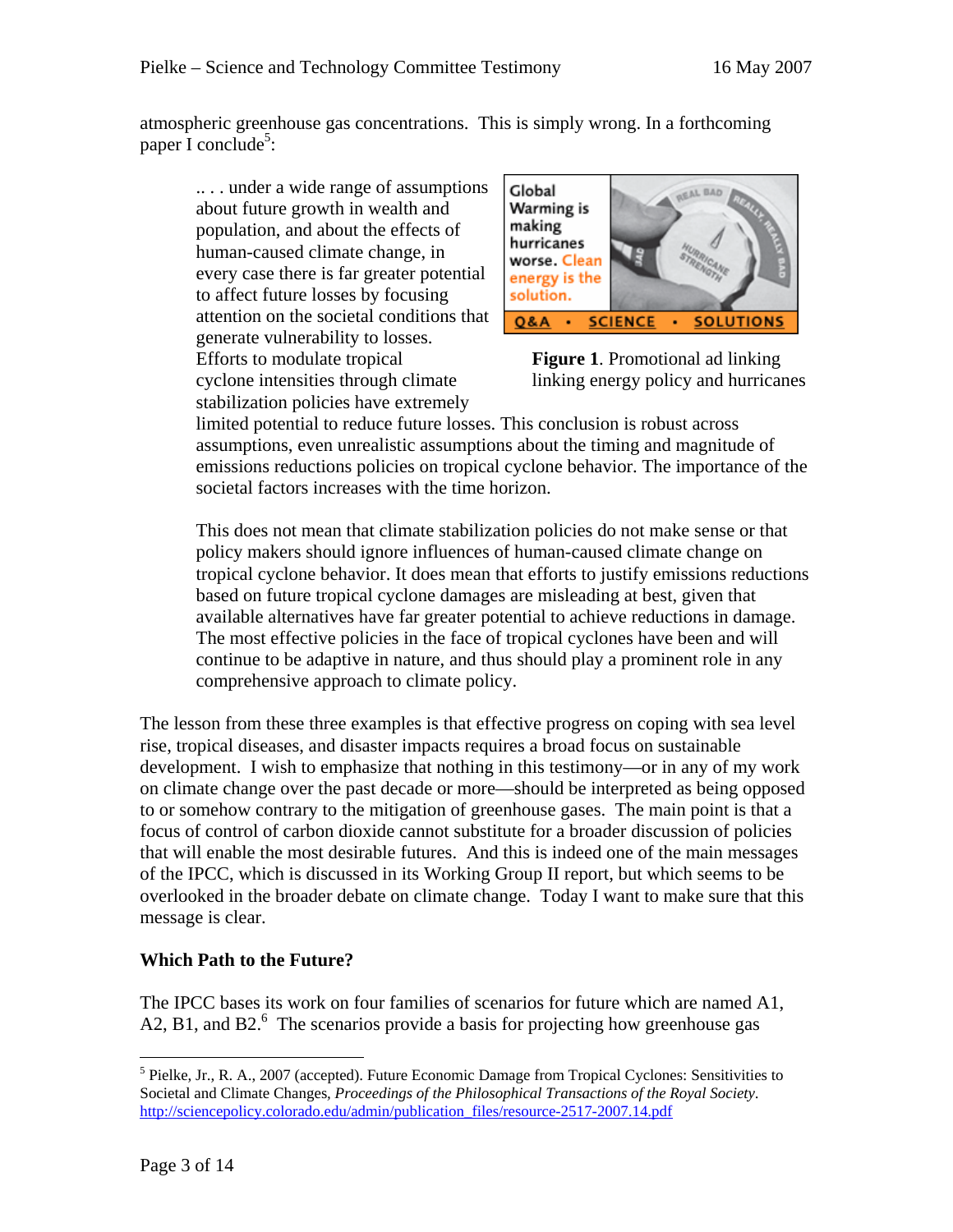atmospheric greenhouse gas concentrations. This is simply wrong. In a forthcoming paper I conclude[5]:

> .. . . under a wide range of assumptions about future growth in wealth and population, and about the effects of human-caused climate change, in every case there is far greater potential to affect future losses by focusing attention on the societal conditions that generate vulnerability to losses. Efforts to modulate tropical cyclone intensities through climate stabilization policies have extremely limited potential to reduce future losses. This conclusion is robust across assumptions, even unrealistic assumptions about the timing and magnitude of emissions reductions policies on tropical cyclone behavior. The importance of the societal factors increases with the time horizon.
>
> This does not mean that climate stabilization policies do not make sense or that policy makers should ignore influences of human-caused climate change on tropical cyclone behavior. It does mean that efforts to justify emissions reductions based on future tropical cyclone damages are misleading at best, given that available alternatives have far greater potential to achieve reductions in damage. The most effective policies in the face of tropical cyclones have been and will continue to be adaptive in nature, and thus should play a prominent role in any comprehensive approach to climate policy.

**Figure 1**. Promotional ad linking linking energy policy and hurricanes

The lesson from these three examples is that effective progress on coping with sea level rise, tropical diseases, and disaster impacts requires a broad focus on sustainable development. I wish to emphasize that nothing in this testimony—or in any of my work on climate change over the past decade or more—should be interpreted as being opposed to or somehow contrary to the mitigation of greenhouse gases. The main point is that a focus of control of carbon dioxide cannot substitute for a broader discussion of policies that will enable the most desirable futures. And this is indeed one of the main messages of the IPCC, which is discussed in its Working Group II report, but which seems to be overlooked in the broader debate on climate change. Today I want to make sure that this message is clear.

**Which Path to the Future?**

The IPCC bases its work on four families of scenarios for future which are named A1, A2, B1, and B2.[6] The scenarios provide a basis for projecting how greenhouse gas

---

[5] Pielke, Jr., R. A., 2007 (accepted). Future Economic Damage from Tropical Cyclones: Sensitivities to Societal and Climate Changes, *Proceedings of the Philosophical Transactions of the Royal Society*. http://sciencepolicy.colorado.edu/admin/publication_files/resource-2517-2007.14.pdf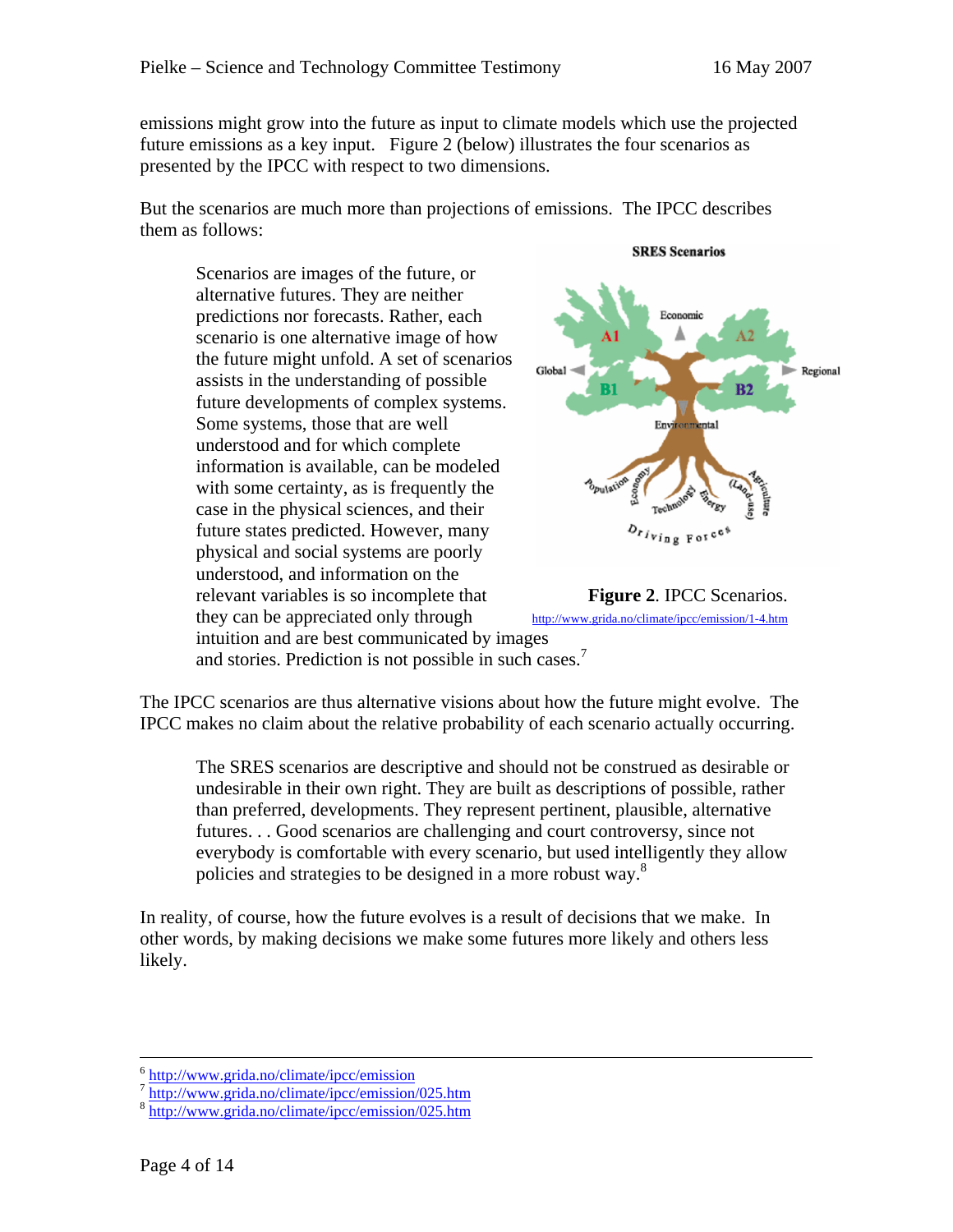emissions might grow into the future as input to climate models which use the projected future emissions as a key input. Figure 2 (below) illustrates the four scenarios as presented by the IPCC with respect to two dimensions.

But the scenarios are much more than projections of emissions. The IPCC describes them as follows:

> Scenarios are images of the future, or alternative futures. They are neither predictions nor forecasts. Rather, each scenario is one alternative image of how the future might unfold. A set of scenarios assists in the understanding of possible future developments of complex systems. Some systems, those that are well understood and for which complete information is available, can be modeled with some certainty, as is frequently the case in the physical sciences, and their future states predicted. However, many physical and social systems are poorly understood, and information on the relevant variables is so incomplete that they can be appreciated only through intuition and are best communicated by images and stories. Prediction is not possible in such cases.[7]

**Figure 2**. IPCC Scenarios.
http://www.grida.no/climate/ipcc/emission/1-4.htm

The IPCC scenarios are thus alternative visions about how the future might evolve. The IPCC makes no claim about the relative probability of each scenario actually occurring.

> The SRES scenarios are descriptive and should not be construed as desirable or undesirable in their own right. They are built as descriptions of possible, rather than preferred, developments. They represent pertinent, plausible, alternative futures. . . Good scenarios are challenging and court controversy, since not everybody is comfortable with every scenario, but used intelligently they allow policies and strategies to be designed in a more robust way.[8]

In reality, of course, how the future evolves is a result of decisions that we make. In other words, by making decisions we make some futures more likely and others less likely.

---

[6] http://www.grida.no/climate/ipcc/emission
[7] http://www.grida.no/climate/ipcc/emission/025.htm
[8] http://www.grida.no/climate/ipcc/emission/025.htm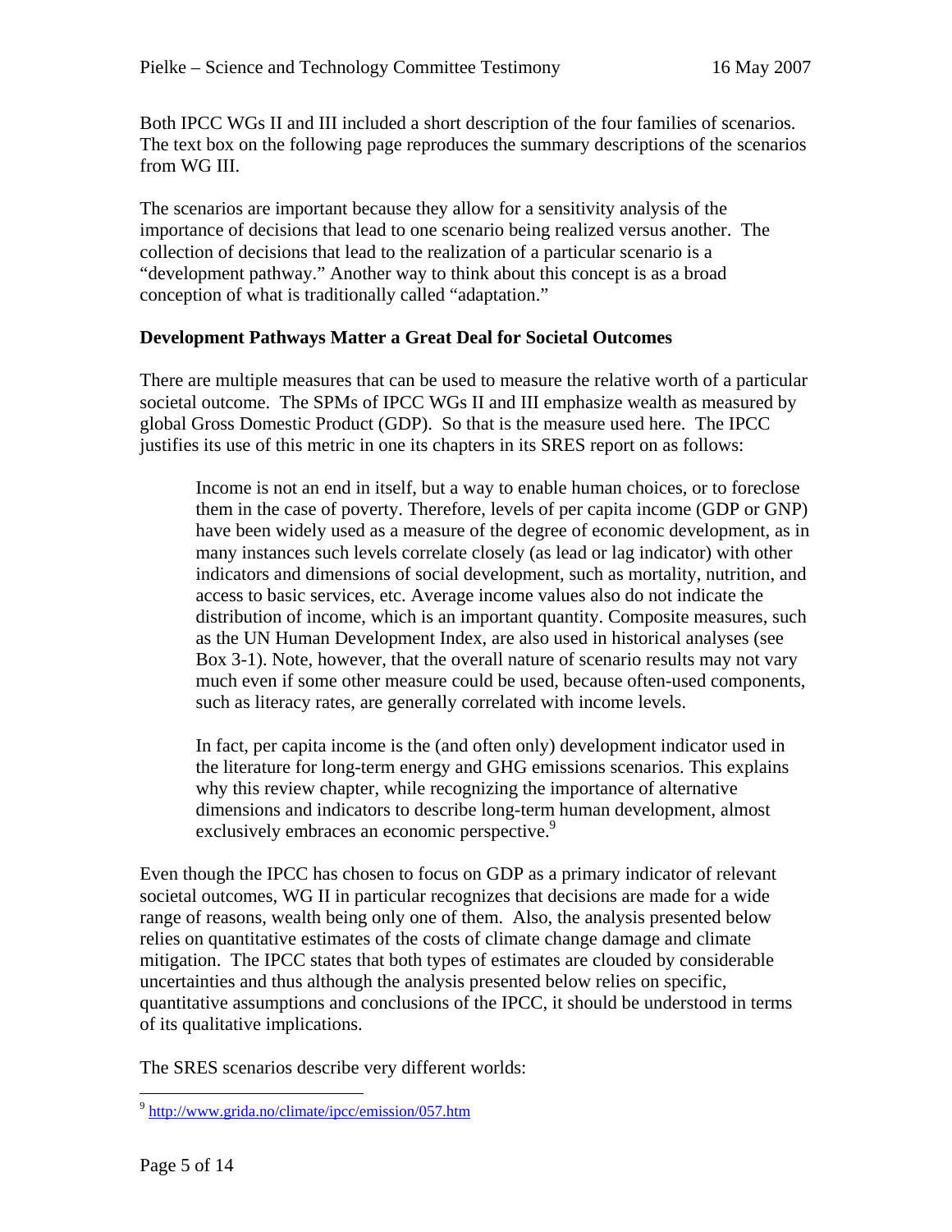Both IPCC WGs II and III included a short description of the four families of scenarios. The text box on the following page reproduces the summary descriptions of the scenarios from WG III.

The scenarios are important because they allow for a sensitivity analysis of the importance of decisions that lead to one scenario being realized versus another. The collection of decisions that lead to the realization of a particular scenario is a "development pathway." Another way to think about this concept is as a broad conception of what is traditionally called "adaptation."

**Development Pathways Matter a Great Deal for Societal Outcomes**

There are multiple measures that can be used to measure the relative worth of a particular societal outcome. The SPMs of IPCC WGs II and III emphasize wealth as measured by global Gross Domestic Product (GDP). So that is the measure used here. The IPCC justifies its use of this metric in one its chapters in its SRES report on as follows:

> Income is not an end in itself, but a way to enable human choices, or to foreclose them in the case of poverty. Therefore, levels of per capita income (GDP or GNP) have been widely used as a measure of the degree of economic development, as in many instances such levels correlate closely (as lead or lag indicator) with other indicators and dimensions of social development, such as mortality, nutrition, and access to basic services, etc. Average income values also do not indicate the distribution of income, which is an important quantity. Composite measures, such as the UN Human Development Index, are also used in historical analyses (see Box 3-1). Note, however, that the overall nature of scenario results may not vary much even if some other measure could be used, because often-used components, such as literacy rates, are generally correlated with income levels.
>
> In fact, per capita income is the (and often only) development indicator used in the literature for long-term energy and GHG emissions scenarios. This explains why this review chapter, while recognizing the importance of alternative dimensions and indicators to describe long-term human development, almost exclusively embraces an economic perspective.[9]

Even though the IPCC has chosen to focus on GDP as a primary indicator of relevant societal outcomes, WG II in particular recognizes that decisions are made for a wide range of reasons, wealth being only one of them. Also, the analysis presented below relies on quantitative estimates of the costs of climate change damage and climate mitigation. The IPCC states that both types of estimates are clouded by considerable uncertainties and thus although the analysis presented below relies on specific, quantitative assumptions and conclusions of the IPCC, it should be understood in terms of its qualitative implications.

The SRES scenarios describe very different worlds:

---

[9] http://www.grida.no/climate/ipcc/emission/057.htm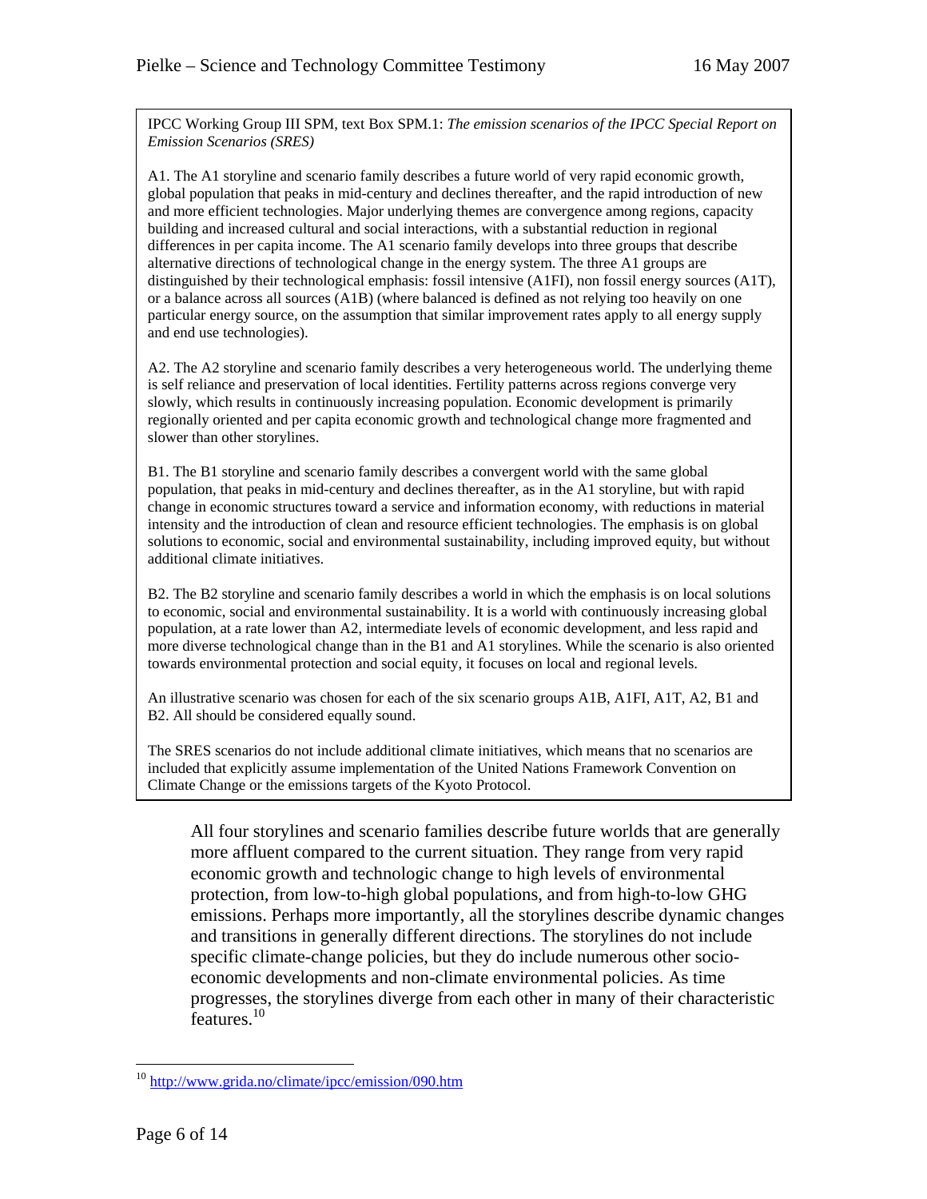IPCC Working Group III SPM, text Box SPM.1: *The emission scenarios of the IPCC Special Report on Emission Scenarios (SRES)*

A1. The A1 storyline and scenario family describes a future world of very rapid economic growth, global population that peaks in mid-century and declines thereafter, and the rapid introduction of new and more efficient technologies. Major underlying themes are convergence among regions, capacity building and increased cultural and social interactions, with a substantial reduction in regional differences in per capita income. The A1 scenario family develops into three groups that describe alternative directions of technological change in the energy system. The three A1 groups are distinguished by their technological emphasis: fossil intensive (A1FI), non fossil energy sources (A1T), or a balance across all sources (A1B) (where balanced is defined as not relying too heavily on one particular energy source, on the assumption that similar improvement rates apply to all energy supply and end use technologies).

A2. The A2 storyline and scenario family describes a very heterogeneous world. The underlying theme is self reliance and preservation of local identities. Fertility patterns across regions converge very slowly, which results in continuously increasing population. Economic development is primarily regionally oriented and per capita economic growth and technological change more fragmented and slower than other storylines.

B1. The B1 storyline and scenario family describes a convergent world with the same global population, that peaks in mid-century and declines thereafter, as in the A1 storyline, but with rapid change in economic structures toward a service and information economy, with reductions in material intensity and the introduction of clean and resource efficient technologies. The emphasis is on global solutions to economic, social and environmental sustainability, including improved equity, but without additional climate initiatives.

B2. The B2 storyline and scenario family describes a world in which the emphasis is on local solutions to economic, social and environmental sustainability. It is a world with continuously increasing global population, at a rate lower than A2, intermediate levels of economic development, and less rapid and more diverse technological change than in the B1 and A1 storylines. While the scenario is also oriented towards environmental protection and social equity, it focuses on local and regional levels.

An illustrative scenario was chosen for each of the six scenario groups A1B, A1FI, A1T, A2, B1 and B2. All should be considered equally sound.

The SRES scenarios do not include additional climate initiatives, which means that no scenarios are included that explicitly assume implementation of the United Nations Framework Convention on Climate Change or the emissions targets of the Kyoto Protocol.

> All four storylines and scenario families describe future worlds that are generally more affluent compared to the current situation. They range from very rapid economic growth and technologic change to high levels of environmental protection, from low-to-high global populations, and from high-to-low GHG emissions. Perhaps more importantly, all the storylines describe dynamic changes and transitions in generally different directions. The storylines do not include specific climate-change policies, but they do include numerous other socio-economic developments and non-climate environmental policies. As time progresses, the storylines diverge from each other in many of their characteristic features.[10]

[10] http://www.grida.no/climate/ipcc/emission/090.htm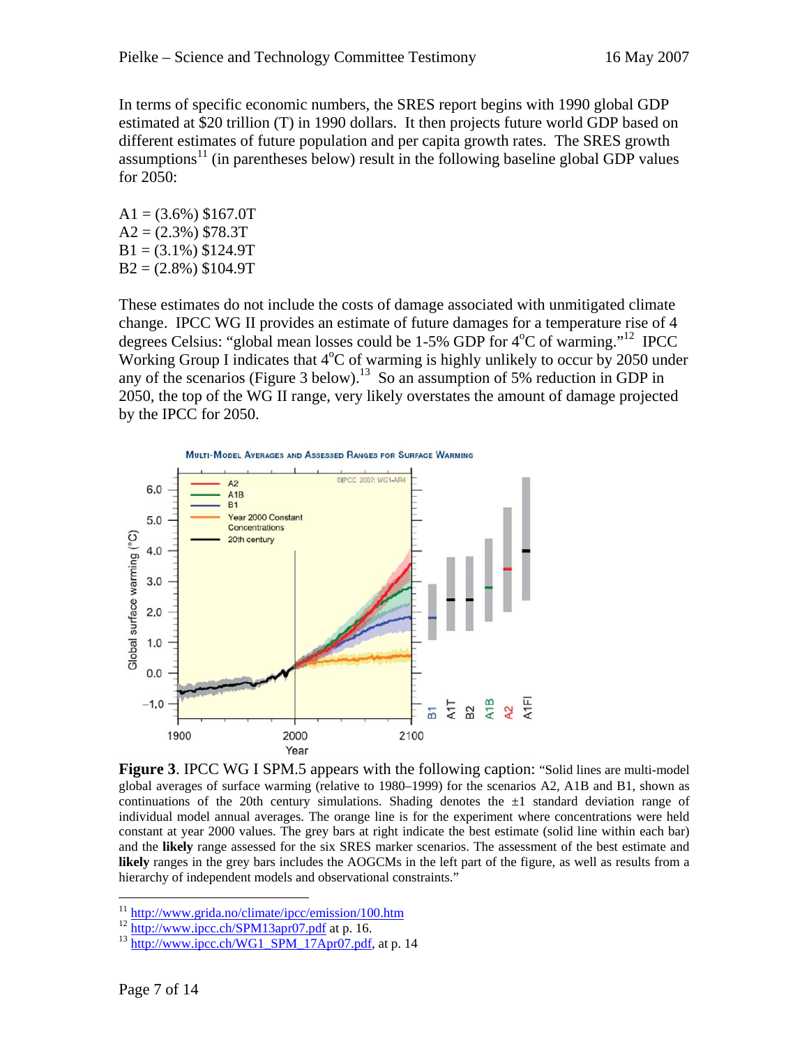In terms of specific economic numbers, the SRES report begins with 1990 global GDP estimated at $20 trillion (T) in 1990 dollars. It then projects future world GDP based on different estimates of future population and per capita growth rates. The SRES growth assumptions[11] (in parentheses below) result in the following baseline global GDP values for 2050:

A1 = (3.6%) $167.0T
A2 = (2.3%) $78.3T
B1 = (3.1%) $124.9T
B2 = (2.8%) $104.9T

These estimates do not include the costs of damage associated with unmitigated climate change. IPCC WG II provides an estimate of future damages for a temperature rise of 4 degrees Celsius: "global mean losses could be 1-5% GDP for 4°C of warming."[12] IPCC Working Group I indicates that 4°C of warming is highly unlikely to occur by 2050 under any of the scenarios (Figure 3 below).[13] So an assumption of 5% reduction in GDP in 2050, the top of the WG II range, very likely overstates the amount of damage projected by the IPCC for 2050.

**Figure 3**. IPCC WG I SPM.5 appears with the following caption: "Solid lines are multi-model global averages of surface warming (relative to 1980–1999) for the scenarios A2, A1B and B1, shown as continuations of the 20th century simulations. Shading denotes the ±1 standard deviation range of individual model annual averages. The orange line is for the experiment where concentrations were held constant at year 2000 values. The grey bars at right indicate the best estimate (solid line within each bar) and the **likely** range assessed for the six SRES marker scenarios. The assessment of the best estimate and **likely** ranges in the grey bars includes the AOGCMs in the left part of the figure, as well as results from a hierarchy of independent models and observational constraints."

---

[11] http://www.grida.no/climate/ipcc/emission/100.htm
[12] http://www.ipcc.ch/SPM13apr07.pdf at p. 16.
[13] http://www.ipcc.ch/WG1_SPM_17Apr07.pdf, at p. 14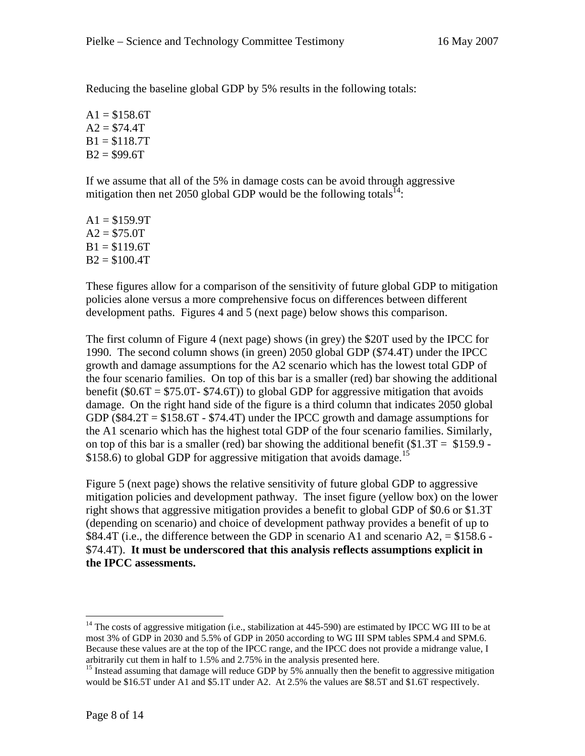Reducing the baseline global GDP by 5% results in the following totals:

A1 = $158.6T
A2 = $74.4T
B1 = $118.7T
B2 = $99.6T

If we assume that all of the 5% in damage costs can be avoid through aggressive mitigation then net 2050 global GDP would be the following totals[14]:

A1 = $159.9T
A2 = $75.0T
B1 = $119.6T
B2 = $100.4T

These figures allow for a comparison of the sensitivity of future global GDP to mitigation policies alone versus a more comprehensive focus on differences between different development paths. Figures 4 and 5 (next page) below shows this comparison.

The first column of Figure 4 (next page) shows (in grey) the $20T used by the IPCC for 1990. The second column shows (in green) 2050 global GDP ($74.4T) under the IPCC growth and damage assumptions for the A2 scenario which has the lowest total GDP of the four scenario families. On top of this bar is a smaller (red) bar showing the additional benefit ($0.6T = $75.0T- $74.6T)) to global GDP for aggressive mitigation that avoids damage. On the right hand side of the figure is a third column that indicates 2050 global GDP ($84.2T = $158.6T - $74.4T) under the IPCC growth and damage assumptions for the A1 scenario which has the highest total GDP of the four scenario families. Similarly, on top of this bar is a smaller (red) bar showing the additional benefit ($1.3T = $159.9 - $158.6) to global GDP for aggressive mitigation that avoids damage.[15]

Figure 5 (next page) shows the relative sensitivity of future global GDP to aggressive mitigation policies and development pathway. The inset figure (yellow box) on the lower right shows that aggressive mitigation provides a benefit to global GDP of $0.6 or $1.3T (depending on scenario) and choice of development pathway provides a benefit of up to $84.4T (i.e., the difference between the GDP in scenario A1 and scenario A2, = $158.6 - $74.4T). **It must be underscored that this analysis reflects assumptions explicit in the IPCC assessments.**

---

[14] The costs of aggressive mitigation (i.e., stabilization at 445-590) are estimated by IPCC WG III to be at most 3% of GDP in 2030 and 5.5% of GDP in 2050 according to WG III SPM tables SPM.4 and SPM.6. Because these values are at the top of the IPCC range, and the IPCC does not provide a midrange value, I arbitrarily cut them in half to 1.5% and 2.75% in the analysis presented here.

[15] Instead assuming that damage will reduce GDP by 5% annually then the benefit to aggressive mitigation would be $16.5T under A1 and $5.1T under A2. At 2.5% the values are $8.5T and $1.6T respectively.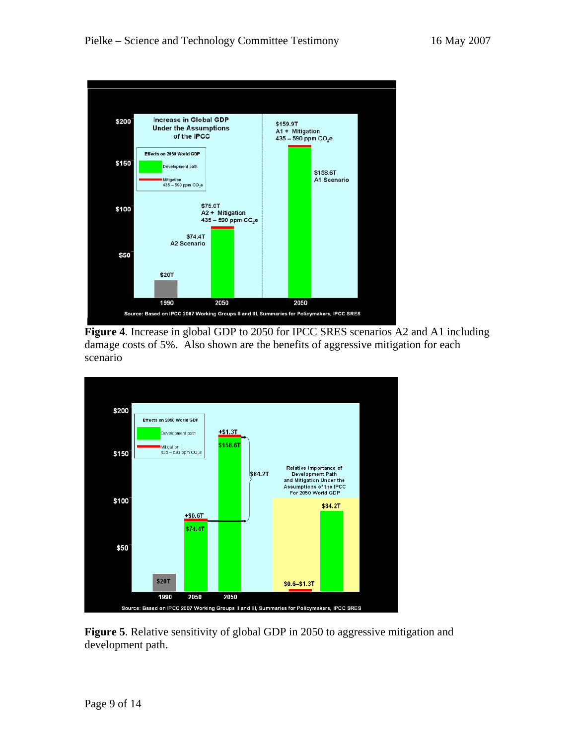**Figure 4**. Increase in global GDP to 2050 for IPCC SRES scenarios A2 and A1 including damage costs of 5%. Also shown are the benefits of aggressive mitigation for each scenario

**Figure 5**. Relative sensitivity of global GDP in 2050 to aggressive mitigation and development path.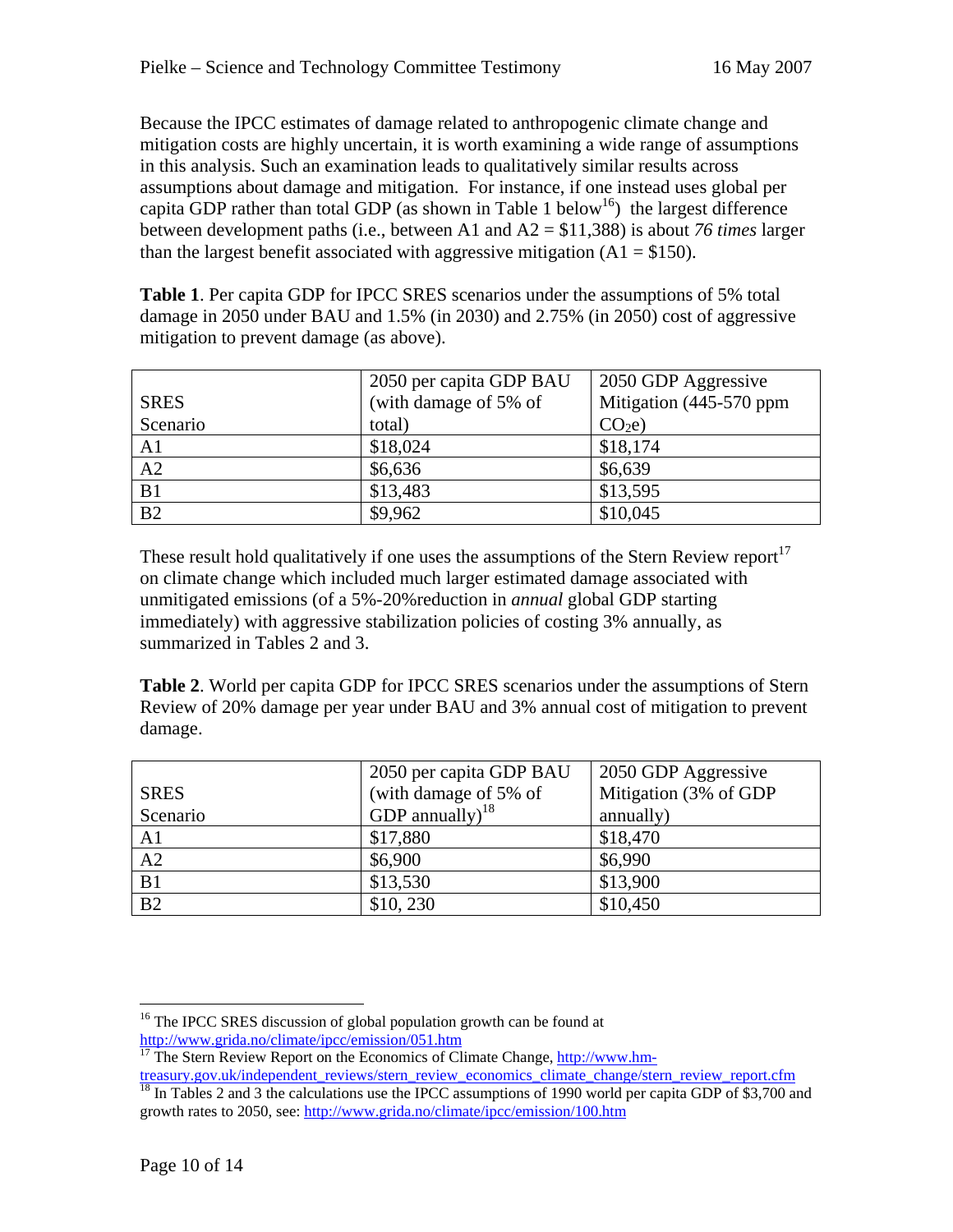Because the IPCC estimates of damage related to anthropogenic climate change and mitigation costs are highly uncertain, it is worth examining a wide range of assumptions in this analysis. Such an examination leads to qualitatively similar results across assumptions about damage and mitigation. For instance, if one instead uses global per capita GDP rather than total GDP (as shown in Table 1 below[16]) the largest difference between development paths (i.e., between A1 and A2 = $11,388) is about *76 times* larger than the largest benefit associated with aggressive mitigation (A1 = $150).

**Table 1**. Per capita GDP for IPCC SRES scenarios under the assumptions of 5% total damage in 2050 under BAU and 1.5% (in 2030) and 2.75% (in 2050) cost of aggressive mitigation to prevent damage (as above).

| SRES Scenario | 2050 per capita GDP BAU (with damage of 5% of total) | 2050 GDP Aggressive Mitigation (445-570 ppm $CO_2$e) |
|---|---|---|
| A1 | $18,024 | $18,174 |
| A2 | $6,636 | $6,639 |
| B1 | $13,483 | $13,595 |
| B2 | $9,962 | $10,045 |

These result hold qualitatively if one uses the assumptions of the Stern Review report[17] on climate change which included much larger estimated damage associated with unmitigated emissions (of a 5%-20%reduction in *annual* global GDP starting immediately) with aggressive stabilization policies of costing 3% annually, as summarized in Tables 2 and 3.

**Table 2**. World per capita GDP for IPCC SRES scenarios under the assumptions of Stern Review of 20% damage per year under BAU and 3% annual cost of mitigation to prevent damage.

| SRES Scenario | 2050 per capita GDP BAU (with damage of 5% of GDP annually)[18] | 2050 GDP Aggressive Mitigation (3% of GDP annually) |
|---|---|---|
| A1 | $17,880 | $18,470 |
| A2 | $6,900 | $6,990 |
| B1 | $13,530 | $13,900 |
| B2 | $10, 230 | $10,450 |

---

[16] The IPCC SRES discussion of global population growth can be found at http://www.grida.no/climate/ipcc/emission/051.htm

[17] The Stern Review Report on the Economics of Climate Change, http://www.hm-treasury.gov.uk/independent_reviews/stern_review_economics_climate_change/stern_review_report.cfm

[18] In Tables 2 and 3 the calculations use the IPCC assumptions of 1990 world per capita GDP of $3,700 and growth rates to 2050, see: http://www.grida.no/climate/ipcc/emission/100.htm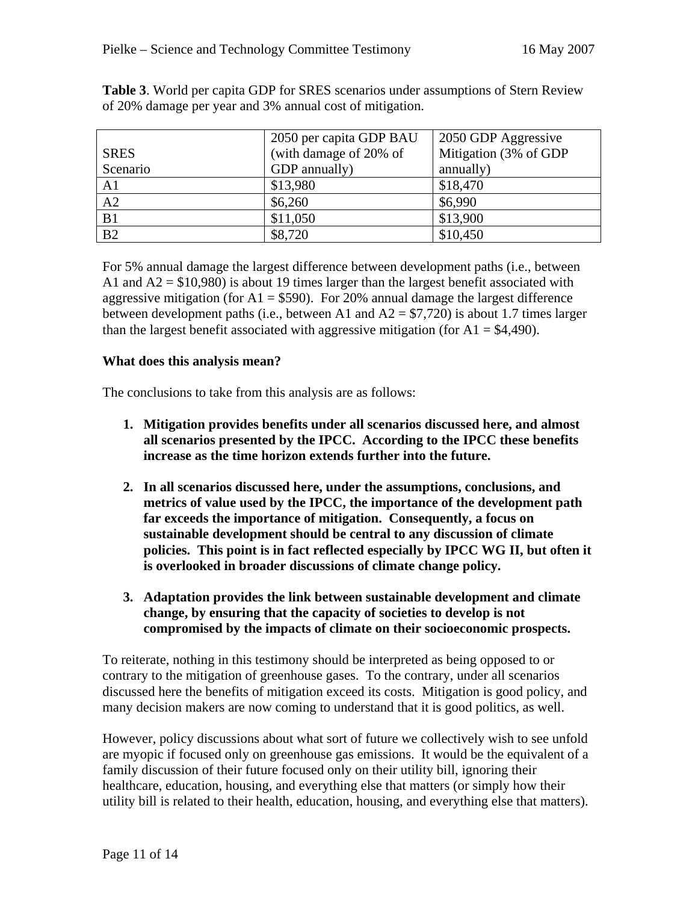**Table 3**. World per capita GDP for SRES scenarios under assumptions of Stern Review of 20% damage per year and 3% annual cost of mitigation.

| SRES Scenario | 2050 per capita GDP BAU (with damage of 20% of GDP annually) | 2050 GDP Aggressive Mitigation (3% of GDP annually) |
|---|---|---|
| A1 | $13,980 | $18,470 |
| A2 | $6,260 | $6,990 |
| B1 | $11,050 | $13,900 |
| B2 | $8,720 | $10,450 |

For 5% annual damage the largest difference between development paths (i.e., between A1 and A2 = $10,980) is about 19 times larger than the largest benefit associated with aggressive mitigation (for A1 = $590). For 20% annual damage the largest difference between development paths (i.e., between A1 and A2 = $7,720) is about 1.7 times larger than the largest benefit associated with aggressive mitigation (for A1 = $4,490).

**What does this analysis mean?**

The conclusions to take from this analysis are as follows:

1. **Mitigation provides benefits under all scenarios discussed here, and almost all scenarios presented by the IPCC. According to the IPCC these benefits increase as the time horizon extends further into the future.**

2. **In all scenarios discussed here, under the assumptions, conclusions, and metrics of value used by the IPCC, the importance of the development path far exceeds the importance of mitigation. Consequently, a focus on sustainable development should be central to any discussion of climate policies. This point is in fact reflected especially by IPCC WG II, but often it is overlooked in broader discussions of climate change policy.**

3. **Adaptation provides the link between sustainable development and climate change, by ensuring that the capacity of societies to develop is not compromised by the impacts of climate on their socioeconomic prospects.**

To reiterate, nothing in this testimony should be interpreted as being opposed to or contrary to the mitigation of greenhouse gases. To the contrary, under all scenarios discussed here the benefits of mitigation exceed its costs. Mitigation is good policy, and many decision makers are now coming to understand that it is good politics, as well.

However, policy discussions about what sort of future we collectively wish to see unfold are myopic if focused only on greenhouse gas emissions. It would be the equivalent of a family discussion of their future focused only on their utility bill, ignoring their healthcare, education, housing, and everything else that matters (or simply how their utility bill is related to their health, education, housing, and everything else that matters).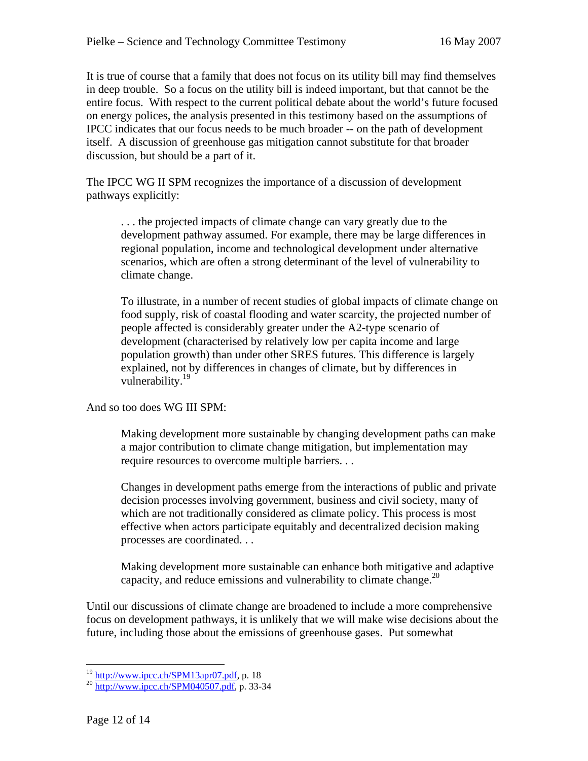It is true of course that a family that does not focus on its utility bill may find themselves in deep trouble. So a focus on the utility bill is indeed important, but that cannot be the entire focus. With respect to the current political debate about the world's future focused on energy polices, the analysis presented in this testimony based on the assumptions of IPCC indicates that our focus needs to be much broader -- on the path of development itself. A discussion of greenhouse gas mitigation cannot substitute for that broader discussion, but should be a part of it.

The IPCC WG II SPM recognizes the importance of a discussion of development pathways explicitly:

> . . . the projected impacts of climate change can vary greatly due to the development pathway assumed. For example, there may be large differences in regional population, income and technological development under alternative scenarios, which are often a strong determinant of the level of vulnerability to climate change.
>
> To illustrate, in a number of recent studies of global impacts of climate change on food supply, risk of coastal flooding and water scarcity, the projected number of people affected is considerably greater under the A2-type scenario of development (characterised by relatively low per capita income and large population growth) than under other SRES futures. This difference is largely explained, not by differences in changes of climate, but by differences in vulnerability.[19]

And so too does WG III SPM:

> Making development more sustainable by changing development paths can make a major contribution to climate change mitigation, but implementation may require resources to overcome multiple barriers. . .
>
> Changes in development paths emerge from the interactions of public and private decision processes involving government, business and civil society, many of which are not traditionally considered as climate policy. This process is most effective when actors participate equitably and decentralized decision making processes are coordinated. . .
>
> Making development more sustainable can enhance both mitigative and adaptive capacity, and reduce emissions and vulnerability to climate change.[20]

Until our discussions of climate change are broadened to include a more comprehensive focus on development pathways, it is unlikely that we will make wise decisions about the future, including those about the emissions of greenhouse gases. Put somewhat

---

[19] http://www.ipcc.ch/SPM13apr07.pdf, p. 18

[20] http://www.ipcc.ch/SPM040507.pdf, p. 33-34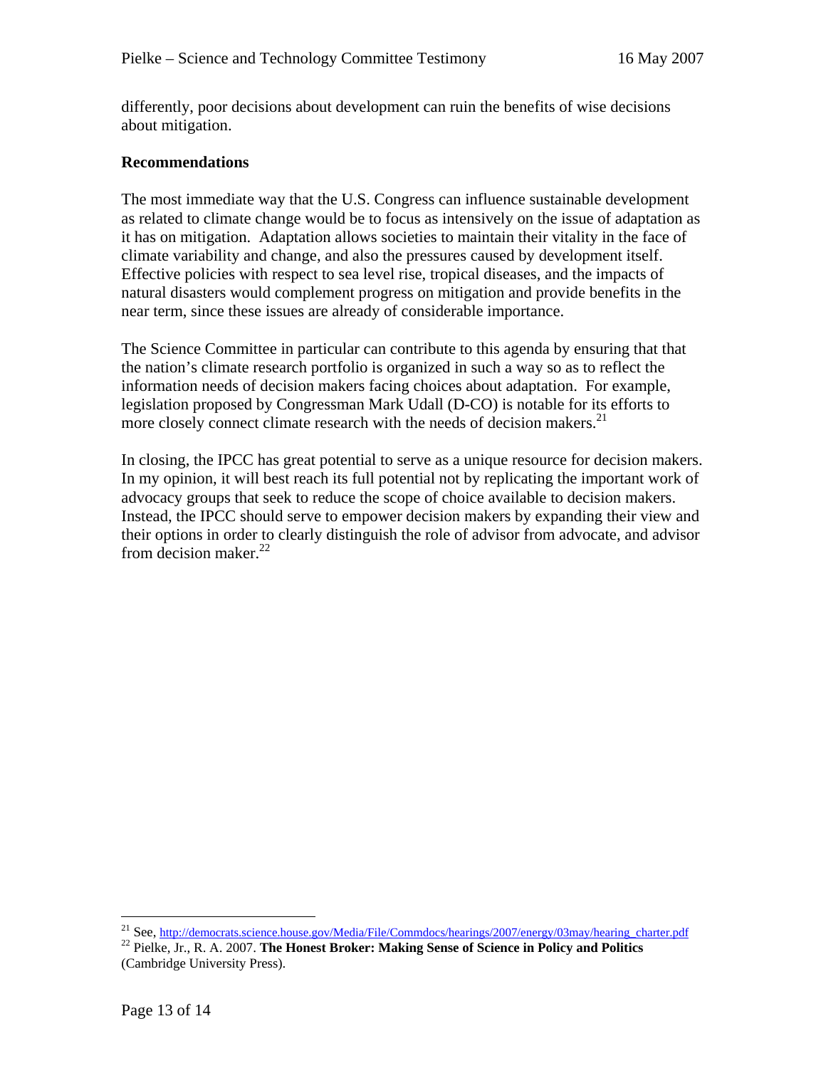differently, poor decisions about development can ruin the benefits of wise decisions about mitigation.

**Recommendations**

The most immediate way that the U.S. Congress can influence sustainable development as related to climate change would be to focus as intensively on the issue of adaptation as it has on mitigation. Adaptation allows societies to maintain their vitality in the face of climate variability and change, and also the pressures caused by development itself. Effective policies with respect to sea level rise, tropical diseases, and the impacts of natural disasters would complement progress on mitigation and provide benefits in the near term, since these issues are already of considerable importance.

The Science Committee in particular can contribute to this agenda by ensuring that that the nation's climate research portfolio is organized in such a way so as to reflect the information needs of decision makers facing choices about adaptation. For example, legislation proposed by Congressman Mark Udall (D-CO) is notable for its efforts to more closely connect climate research with the needs of decision makers.[21]

In closing, the IPCC has great potential to serve as a unique resource for decision makers. In my opinion, it will best reach its full potential not by replicating the important work of advocacy groups that seek to reduce the scope of choice available to decision makers. Instead, the IPCC should serve to empower decision makers by expanding their view and their options in order to clearly distinguish the role of advisor from advocate, and advisor from decision maker.[22]

---

[21] See, http://democrats.science.house.gov/Media/File/Commdocs/hearings/2007/energy/03may/hearing_charter.pdf

[22] Pielke, Jr., R. A. 2007. **The Honest Broker: Making Sense of Science in Policy and Politics** (Cambridge University Press).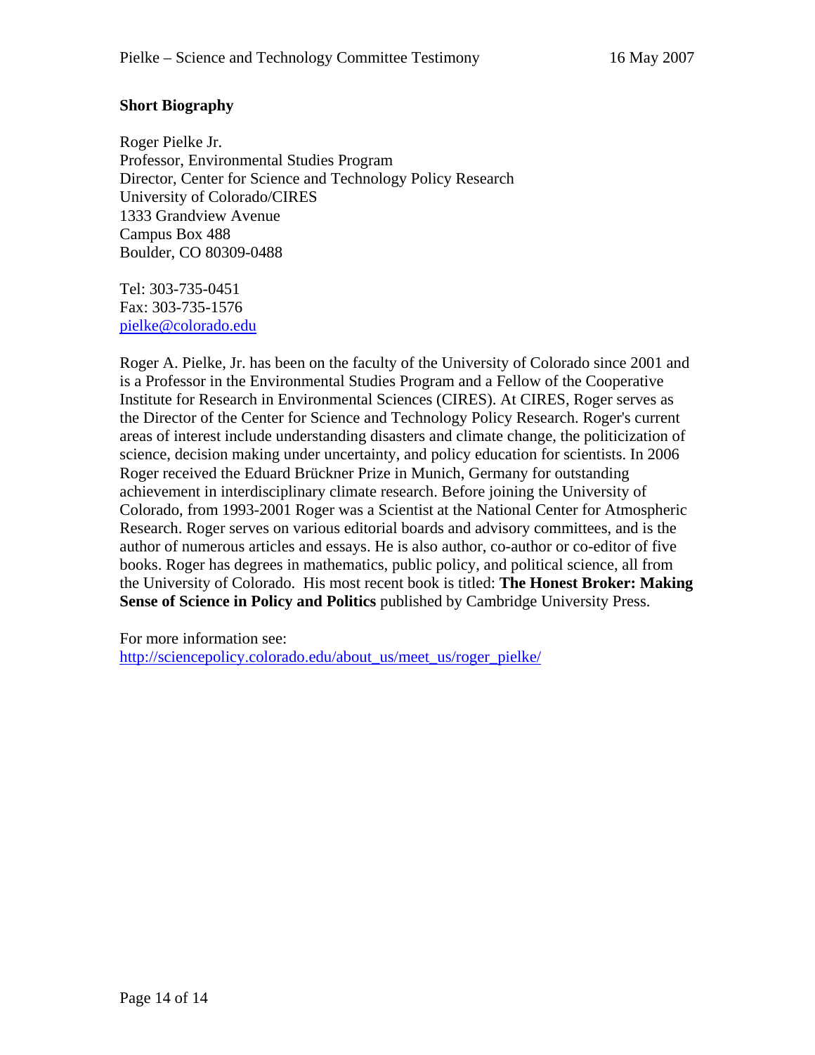**Short Biography**

Roger Pielke Jr.
Professor, Environmental Studies Program
Director, Center for Science and Technology Policy Research
University of Colorado/CIRES
1333 Grandview Avenue
Campus Box 488
Boulder, CO 80309-0488

Tel: 303-735-0451
Fax: 303-735-1576
pielke@colorado.edu

Roger A. Pielke, Jr. has been on the faculty of the University of Colorado since 2001 and is a Professor in the Environmental Studies Program and a Fellow of the Cooperative Institute for Research in Environmental Sciences (CIRES). At CIRES, Roger serves as the Director of the Center for Science and Technology Policy Research. Roger's current areas of interest include understanding disasters and climate change, the politicization of science, decision making under uncertainty, and policy education for scientists. In 2006 Roger received the Eduard Brückner Prize in Munich, Germany for outstanding achievement in interdisciplinary climate research. Before joining the University of Colorado, from 1993-2001 Roger was a Scientist at the National Center for Atmospheric Research. Roger serves on various editorial boards and advisory committees, and is the author of numerous articles and essays. He is also author, co-author or co-editor of five books. Roger has degrees in mathematics, public policy, and political science, all from the University of Colorado. His most recent book is titled: **The Honest Broker: Making Sense of Science in Policy and Politics** published by Cambridge University Press.

For more information see:
http://sciencepolicy.colorado.edu/about_us/meet_us/roger_pielke/